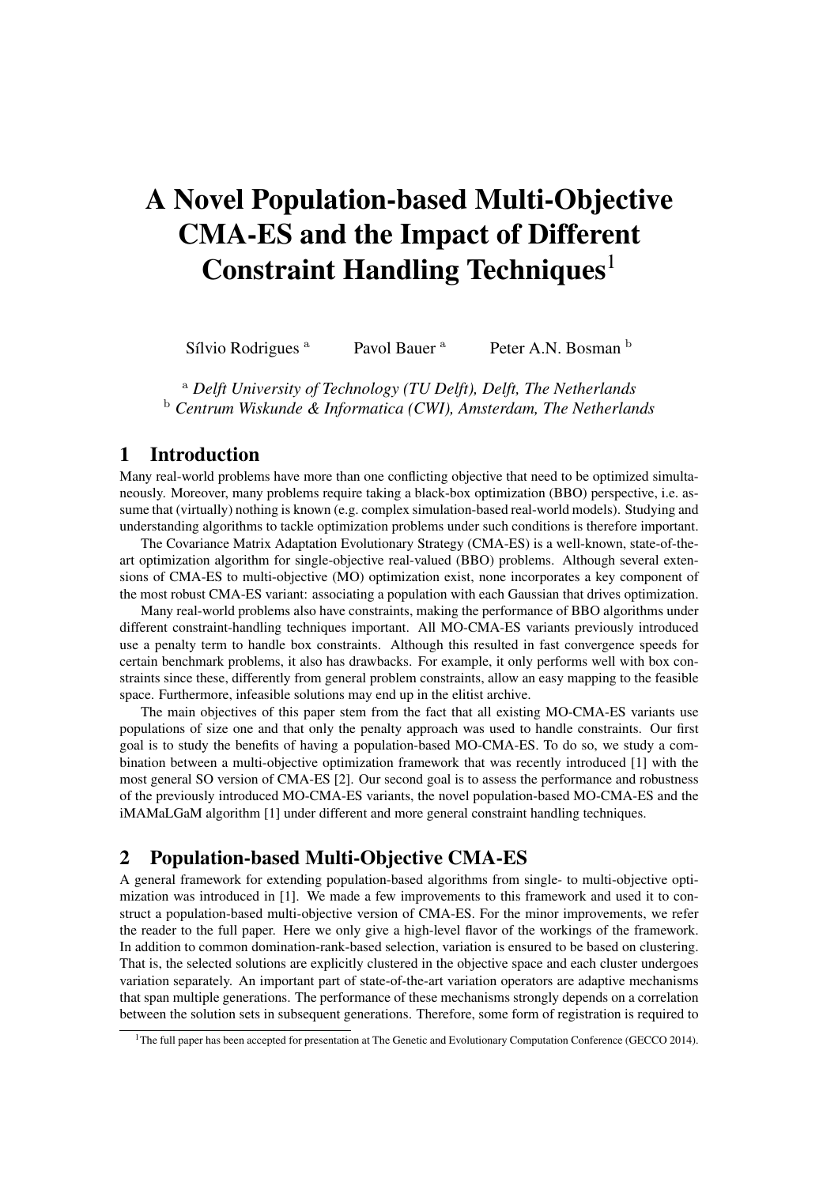# A Novel Population-based Multi-Objective CMA-ES and the Impact of Different Constraint Handling Techniques[1]

Sílvio Rodrigues [a] Pavol Bauer [a] Peter A.N. Bosman [b]

[a] *Delft University of Technology (TU Delft), Delft, The Netherlands*
[b] *Centrum Wiskunde & Informatica (CWI), Amsterdam, The Netherlands*

## 1 Introduction

Many real-world problems have more than one conflicting objective that need to be optimized simultaneously. Moreover, many problems require taking a black-box optimization (BBO) perspective, i.e. assume that (virtually) nothing is known (e.g. complex simulation-based real-world models). Studying and understanding algorithms to tackle optimization problems under such conditions is therefore important.

The Covariance Matrix Adaptation Evolutionary Strategy (CMA-ES) is a well-known, state-of-the-art optimization algorithm for single-objective real-valued (BBO) problems. Although several extensions of CMA-ES to multi-objective (MO) optimization exist, none incorporates a key component of the most robust CMA-ES variant: associating a population with each Gaussian that drives optimization.

Many real-world problems also have constraints, making the performance of BBO algorithms under different constraint-handling techniques important. All MO-CMA-ES variants previously introduced use a penalty term to handle box constraints. Although this resulted in fast convergence speeds for certain benchmark problems, it also has drawbacks. For example, it only performs well with box constraints since these, differently from general problem constraints, allow an easy mapping to the feasible space. Furthermore, infeasible solutions may end up in the elitist archive.

The main objectives of this paper stem from the fact that all existing MO-CMA-ES variants use populations of size one and that only the penalty approach was used to handle constraints. Our first goal is to study the benefits of having a population-based MO-CMA-ES. To do so, we study a combination between a multi-objective optimization framework that was recently introduced [1] with the most general SO version of CMA-ES [2]. Our second goal is to assess the performance and robustness of the previously introduced MO-CMA-ES variants, the novel population-based MO-CMA-ES and the iMAMaLGaM algorithm [1] under different and more general constraint handling techniques.

## 2 Population-based Multi-Objective CMA-ES

A general framework for extending population-based algorithms from single- to multi-objective optimization was introduced in [1]. We made a few improvements to this framework and used it to construct a population-based multi-objective version of CMA-ES. For the minor improvements, we refer the reader to the full paper. Here we only give a high-level flavor of the workings of the framework. In addition to common domination-rank-based selection, variation is ensured to be based on clustering. That is, the selected solutions are explicitly clustered in the objective space and each cluster undergoes variation separately. An important part of state-of-the-art variation operators are adaptive mechanisms that span multiple generations. The performance of these mechanisms strongly depends on a correlation between the solution sets in subsequent generations. Therefore, some form of registration is required to

[1] The full paper has been accepted for presentation at The Genetic and Evolutionary Computation Conference (GECCO 2014).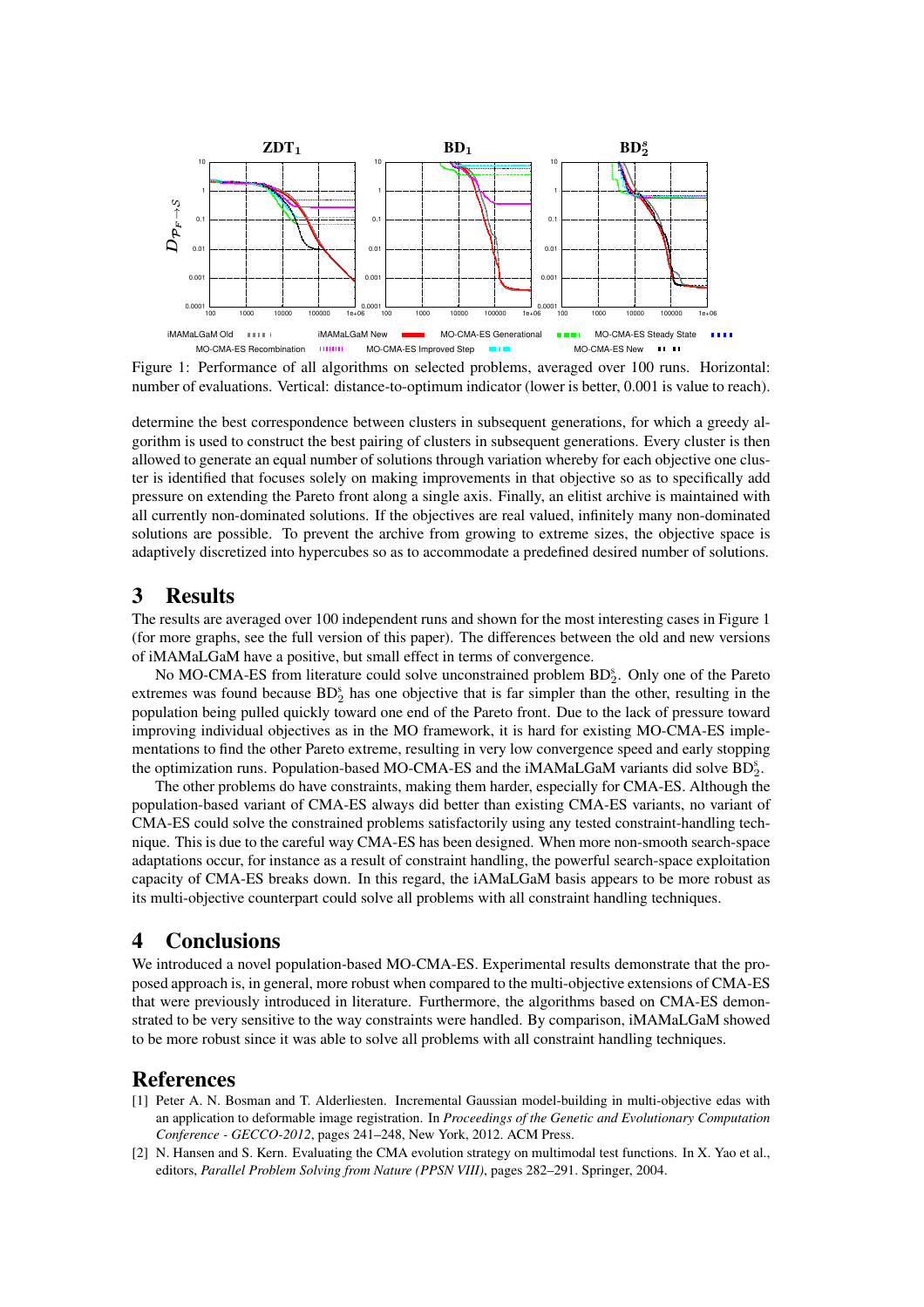ZDT$_1$

BD$_1$

BD$_2^s$

$D_{\mathcal{P}_F \rightarrow \mathcal{S}}$

10
1
0.1
0.01
0.001
0.0001

100 1000 10000 100000 1e+06

iMAMaLGaM Old
iMAMaLGaM New
MO-CMA-ES Generational
MO-CMA-ES Steady State
MO-CMA-ES Recombination
MO-CMA-ES Improved Step
MO-CMA-ES New

Figure 1: Performance of all algorithms on selected problems, averaged over 100 runs. Horizontal: number of evaluations. Vertical: distance-to-optimum indicator (lower is better, 0.001 is value to reach).

determine the best correspondence between clusters in subsequent generations, for which a greedy algorithm is used to construct the best pairing of clusters in subsequent generations. Every cluster is then allowed to generate an equal number of solutions through variation whereby for each objective one cluster is identified that focuses solely on making improvements in that objective so as to specifically add pressure on extending the Pareto front along a single axis. Finally, an elitist archive is maintained with all currently non-dominated solutions. If the objectives are real valued, infinitely many non-dominated solutions are possible. To prevent the archive from growing to extreme sizes, the objective space is adaptively discretized into hypercubes so as to accommodate a predefined desired number of solutions.

# 3 Results

The results are averaged over 100 independent runs and shown for the most interesting cases in Figure 1 (for more graphs, see the full version of this paper). The differences between the old and new versions of iMAMaLGaM have a positive, but small effect in terms of convergence.

No MO-CMA-ES from literature could solve unconstrained problem BD$_2^s$. Only one of the Pareto extremes was found because BD$_2^s$ has one objective that is far simpler than the other, resulting in the population being pulled quickly toward one end of the Pareto front. Due to the lack of pressure toward improving individual objectives as in the MO framework, it is hard for existing MO-CMA-ES implementations to find the other Pareto extreme, resulting in very low convergence speed and early stopping the optimization runs. Population-based MO-CMA-ES and the iMAMaLGaM variants did solve BD$_2^s$.

The other problems do have constraints, making them harder, especially for CMA-ES. Although the population-based variant of CMA-ES always did better than existing CMA-ES variants, no variant of CMA-ES could solve the constrained problems satisfactorily using any tested constraint-handling technique. This is due to the careful way CMA-ES has been designed. When more non-smooth search-space adaptations occur, for instance as a result of constraint handling, the powerful search-space exploitation capacity of CMA-ES breaks down. In this regard, the iAMaLGaM basis appears to be more robust as its multi-objective counterpart could solve all problems with all constraint handling techniques.

# 4 Conclusions

We introduced a novel population-based MO-CMA-ES. Experimental results demonstrate that the proposed approach is, in general, more robust when compared to the multi-objective extensions of CMA-ES that were previously introduced in literature. Furthermore, the algorithms based on CMA-ES demonstrated to be very sensitive to the way constraints were handled. By comparison, iMAMaLGaM showed to be more robust since it was able to solve all problems with all constraint handling techniques.

# References

[1] Peter A. N. Bosman and T. Alderliesten. Incremental Gaussian model-building in multi-objective edas with an application to deformable image registration. In *Proceedings of the Genetic and Evolutionary Computation Conference - GECCO-2012*, pages 241–248, New York, 2012. ACM Press.

[2] N. Hansen and S. Kern. Evaluating the CMA evolution strategy on multimodal test functions. In X. Yao et al., editors, *Parallel Problem Solving from Nature (PPSN VIII)*, pages 282–291. Springer, 2004.